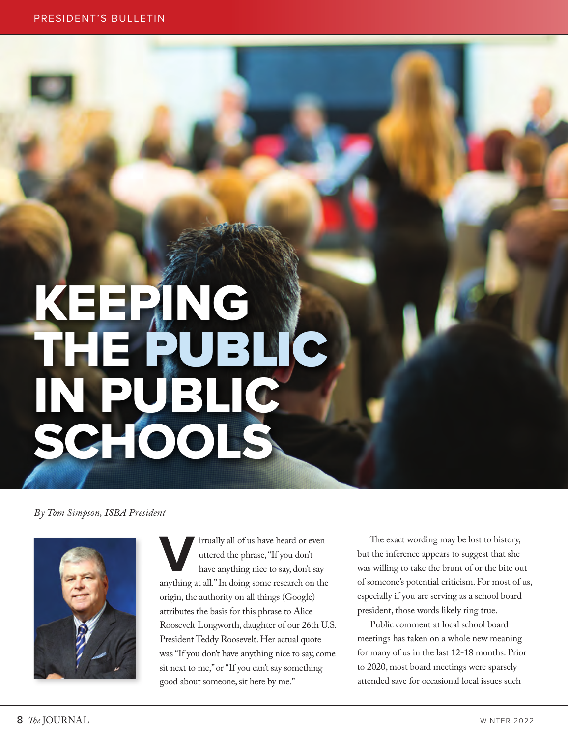# KEEPING THE PUBLIC IN PUBLIC SCHOOLS

*By Tom Simpson, ISBA President*

Virtually all of us have heard or even uttered the phrase, "If you don't have anything nice to say, don't say anything at all." In doing some research on the origin, the authority on all things (Google) attributes the basis for this phrase to Alice Roosevelt Longworth, daughter of our 26th U.S. President Teddy Roosevelt. Her actual quote was "If you don't have anything nice to say, come sit next to me," or "If you can't say something good about someone, sit here by me."

The exact wording may be lost to history, but the inference appears to suggest that she was willing to take the brunt of or the bite out of someone's potential criticism. For most of us, especially if you are serving as a school board president, those words likely ring true.

Public comment at local school board meetings has taken on a whole new meaning for many of us in the last 12-18 months. Prior to 2020, most board meetings were sparsely attended save for occasional local issues such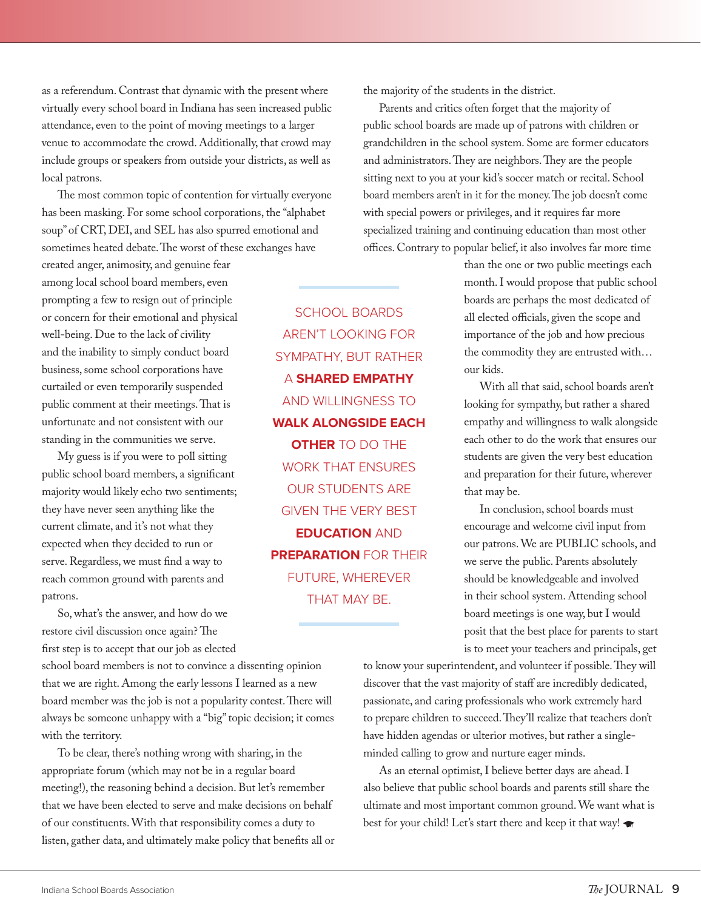as a referendum. Contrast that dynamic with the present where virtually every school board in Indiana has seen increased public attendance, even to the point of moving meetings to a larger venue to accommodate the crowd. Additionally, that crowd may include groups or speakers from outside your districts, as well as local patrons.

The most common topic of contention for virtually everyone has been masking. For some school corporations, the "alphabet soup" of CRT, DEI, and SEL has also spurred emotional and sometimes heated debate. The worst of these exchanges have created anger, animosity, and genuine fear among local school board members, even prompting a few to resign out of principle or concern for their emotional and physical well-being. Due to the lack of civility and the inability to simply conduct board business, some school corporations have curtailed or even temporarily suspended public comment at their meetings. That is unfortunate and not consistent with our standing in the communities we serve.

My guess is if you were to poll sitting public school board members, a significant majority would likely echo two sentiments; they have never seen anything like the current climate, and it's not what they expected when they decided to run or serve. Regardless, we must find a way to reach common ground with parents and patrons.

So, what's the answer, and how do we restore civil discussion once again? The first step is to accept that our job as elected school board members is not to convince a dissenting opinion that we are right. Among the early lessons I learned as a new board member was the job is not a popularity contest. There will always be someone unhappy with a "big" topic decision; it comes with the territory.

To be clear, there's nothing wrong with sharing, in the appropriate forum (which may not be in a regular board meeting!), the reasoning behind a decision. But let's remember that we have been elected to serve and make decisions on behalf of our constituents. With that responsibility comes a duty to listen, gather data, and ultimately make policy that benefits all or the majority of the students in the district.

Parents and critics often forget that the majority of public school boards are made up of patrons with children or grandchildren in the school system. Some are former educators and administrators. They are neighbors. They are the people sitting next to you at your kid's soccer match or recital. School board members aren't in it for the money. The job doesn't come with special powers or privileges, and it requires far more specialized training and continuing education than most other offices. Contrary to popular belief, it also involves far more time than the one or two public meetings each month. I would propose that public school boards are perhaps the most dedicated of all elected officials, given the scope and importance of the job and how precious the commodity they are entrusted with… our kids.

> SCHOOL BOARDS AREN'T LOOKING FOR SYMPATHY, BUT RATHER A **SHARED EMPATHY** AND WILLINGNESS TO **WALK ALONGSIDE EACH OTHER** TO DO THE WORK THAT ENSURES OUR STUDENTS ARE GIVEN THE VERY BEST **EDUCATION** AND **PREPARATION** FOR THEIR FUTURE, WHEREVER THAT MAY BE.

With all that said, school boards aren't looking for sympathy, but rather a shared empathy and willingness to walk alongside each other to do the work that ensures our students are given the very best education and preparation for their future, wherever that may be.

In conclusion, school boards must encourage and welcome civil input from our patrons. We are PUBLIC schools, and we serve the public. Parents absolutely should be knowledgeable and involved in their school system. Attending school board meetings is one way, but I would posit that the best place for parents to start is to meet your teachers and principals, get to know your superintendent, and volunteer if possible. They will discover that the vast majority of staff are incredibly dedicated, passionate, and caring professionals who work extremely hard to prepare children to succeed. They'll realize that teachers don't have hidden agendas or ulterior motives, but rather a single-minded calling to grow and nurture eager minds.

As an eternal optimist, I believe better days are ahead. I also believe that public school boards and parents still share the ultimate and most important common ground. We want what is best for your child! Let's start there and keep it that way!